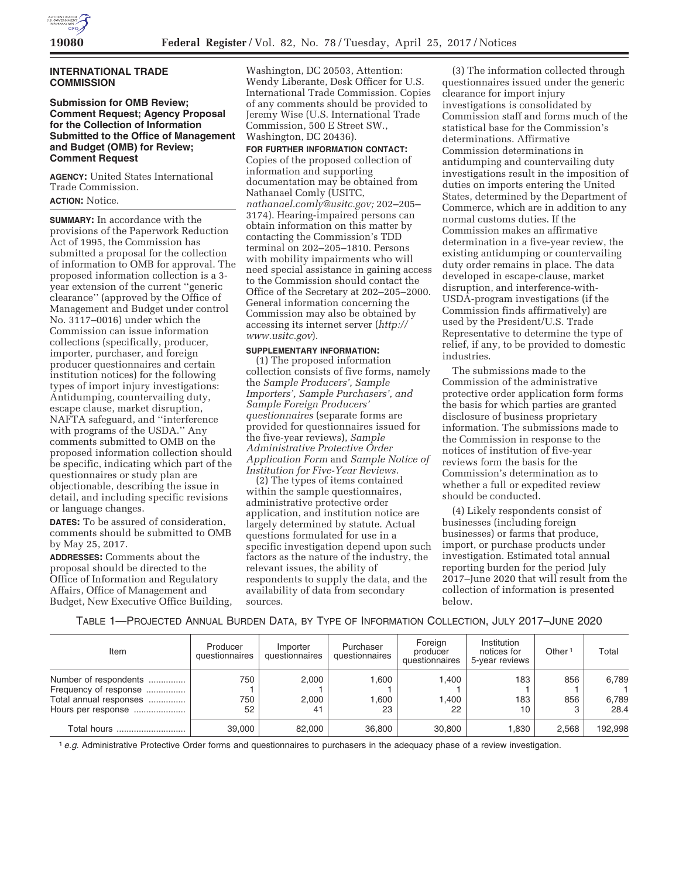## INTERNATIONAL TRADE COMMISSION

### Submission for OMB Review; Comment Request; Agency Proposal for the Collection of Information Submitted to the Office of Management and Budget (OMB) for Review; Comment Request

**AGENCY:** United States International Trade Commission.

**ACTION:** Notice.

**SUMMARY:** In accordance with the provisions of the Paperwork Reduction Act of 1995, the Commission has submitted a proposal for the collection of information to OMB for approval. The proposed information collection is a 3-year extension of the current ''generic clearance'' (approved by the Office of Management and Budget under control No. 3117–0016) under which the Commission can issue information collections (specifically, producer, importer, purchaser, and foreign producer questionnaires and certain institution notices) for the following types of import injury investigations: Antidumping, countervailing duty, escape clause, market disruption, NAFTA safeguard, and ''interference with programs of the USDA.'' Any comments submitted to OMB on the proposed information collection should be specific, indicating which part of the questionnaires or study plan are objectionable, describing the issue in detail, and including specific revisions or language changes.

**DATES:** To be assured of consideration, comments should be submitted to OMB by May 25, 2017.

**ADDRESSES:** Comments about the proposal should be directed to the Office of Information and Regulatory Affairs, Office of Management and Budget, New Executive Office Building, Washington, DC 20503, Attention: Wendy Liberante, Desk Officer for U.S. International Trade Commission. Copies of any comments should be provided to Jeremy Wise (U.S. International Trade Commission, 500 E Street SW., Washington, DC 20436).

**FOR FURTHER INFORMATION CONTACT:** Copies of the proposed collection of information and supporting documentation may be obtained from Nathanael Comly (USITC, *nathanael.comly@usitc.gov;* 202–205–3174). Hearing-impaired persons can obtain information on this matter by contacting the Commission's TDD terminal on 202–205–1810. Persons with mobility impairments who will need special assistance in gaining access to the Commission should contact the Office of the Secretary at 202–205–2000. General information concerning the Commission may also be obtained by accessing its internet server (*http://www.usitc.gov*).

**SUPPLEMENTARY INFORMATION:**

(1) The proposed information collection consists of five forms, namely the *Sample Producers', Sample Importers', Sample Purchasers', and Sample Foreign Producers' questionnaires* (separate forms are provided for questionnaires issued for the five-year reviews), *Sample Administrative Protective Order Application Form* and *Sample Notice of Institution for Five-Year Reviews.*

(2) The types of items contained within the sample questionnaires, administrative protective order application, and institution notice are largely determined by statute. Actual questions formulated for use in a specific investigation depend upon such factors as the nature of the industry, the relevant issues, the ability of respondents to supply the data, and the availability of data from secondary sources.

(3) The information collected through questionnaires issued under the generic clearance for import injury investigations is consolidated by Commission staff and forms much of the statistical base for the Commission's determinations. Affirmative Commission determinations in antidumping and countervailing duty investigations result in the imposition of duties on imports entering the United States, determined by the Department of Commerce, which are in addition to any normal customs duties. If the Commission makes an affirmative determination in a five-year review, the existing antidumping or countervailing duty order remains in place. The data developed in escape-clause, market disruption, and interference-with-USDA-program investigations (if the Commission finds affirmatively) are used by the President/U.S. Trade Representative to determine the type of relief, if any, to be provided to domestic industries.

The submissions made to the Commission of the administrative protective order application form forms the basis for which parties are granted disclosure of business proprietary information. The submissions made to the Commission in response to the notices of institution of five-year reviews form the basis for the Commission's determination as to whether a full or expedited review should be conducted.

(4) Likely respondents consist of businesses (including foreign businesses) or farms that produce, import, or purchase products under investigation. Estimated total annual reporting burden for the period July 2017–June 2020 that will result from the collection of information is presented below.

TABLE 1—PROJECTED ANNUAL BURDEN DATA, BY TYPE OF INFORMATION COLLECTION, JULY 2017–JUNE 2020

| Item | Producer questionnaires | Importer questionnaires | Purchaser questionnaires | Foreign producer questionnaires | Institution notices for 5-year reviews | Other [1] | Total |
|---|---|---|---|---|---|---|---|
| Number of respondents | 750 | 2,000 | 1,600 | 1,400 | 183 | 856 | 6,789 |
| Frequency of response | 1 | 1 | 1 | 1 | 1 | 1 | 1 |
| Total annual responses | 750 | 2,000 | 1,600 | 1,400 | 183 | 856 | 6,789 |
| Hours per response | 52 | 41 | 23 | 22 | 10 | 3 | 28.4 |
| Total hours | 39,000 | 82,000 | 36,800 | 30,800 | 1,830 | 2,568 | 192,998 |

[1] *e.g.* Administrative Protective Order forms and questionnaires to purchasers in the adequacy phase of a review investigation.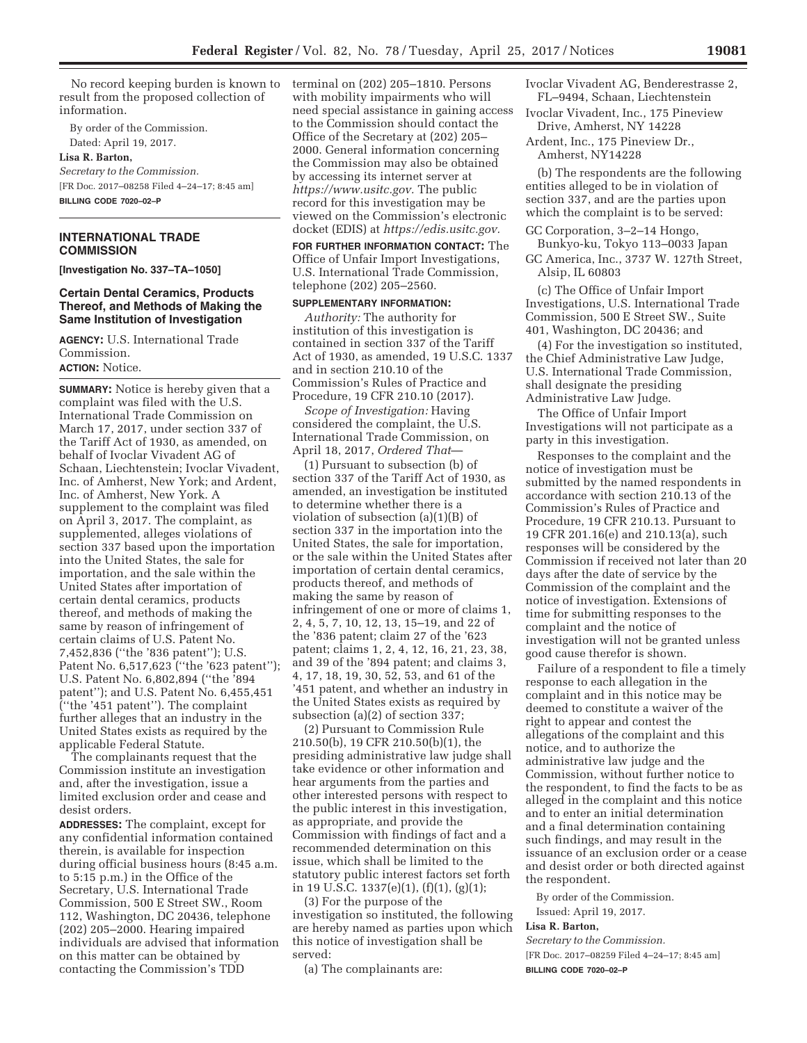No record keeping burden is known to result from the proposed collection of information.

By order of the Commission.

Dated: April 19, 2017.

**Lisa R. Barton,**

*Secretary to the Commission.*

[FR Doc. 2017–08258 Filed 4–24–17; 8:45 am]

**BILLING CODE 7020–02–P**

## INTERNATIONAL TRADE COMMISSION

**[Investigation No. 337–TA–1050]**

### Certain Dental Ceramics, Products Thereof, and Methods of Making the Same Institution of Investigation

**AGENCY:** U.S. International Trade Commission.

**ACTION:** Notice.

**SUMMARY:** Notice is hereby given that a complaint was filed with the U.S. International Trade Commission on March 17, 2017, under section 337 of the Tariff Act of 1930, as amended, on behalf of Ivoclar Vivadent AG of Schaan, Liechtenstein; Ivoclar Vivadent, Inc. of Amherst, New York; and Ardent, Inc. of Amherst, New York. A supplement to the complaint was filed on April 3, 2017. The complaint, as supplemented, alleges violations of section 337 based upon the importation into the United States, the sale for importation, and the sale within the United States after importation of certain dental ceramics, products thereof, and methods of making the same by reason of infringement of certain claims of U.S. Patent No. 7,452,836 (''the '836 patent''); U.S. Patent No. 6,517,623 (''the '623 patent''); U.S. Patent No. 6,802,894 (''the '894 patent''); and U.S. Patent No. 6,455,451 (''the '451 patent''). The complaint further alleges that an industry in the United States exists as required by the applicable Federal Statute.

The complainants request that the Commission institute an investigation and, after the investigation, issue a limited exclusion order and cease and desist orders.

**ADDRESSES:** The complaint, except for any confidential information contained therein, is available for inspection during official business hours (8:45 a.m. to 5:15 p.m.) in the Office of the Secretary, U.S. International Trade Commission, 500 E Street SW., Room 112, Washington, DC 20436, telephone (202) 205–2000. Hearing impaired individuals are advised that information on this matter can be obtained by contacting the Commission's TDD terminal on (202) 205–1810. Persons with mobility impairments who will need special assistance in gaining access to the Commission should contact the Office of the Secretary at (202) 205–2000. General information concerning the Commission may also be obtained by accessing its internet server at *https://www.usitc.gov.* The public record for this investigation may be viewed on the Commission's electronic docket (EDIS) at *https://edis.usitc.gov.*

**FOR FURTHER INFORMATION CONTACT:** The Office of Unfair Import Investigations, U.S. International Trade Commission, telephone (202) 205–2560.

**SUPPLEMENTARY INFORMATION:**

*Authority:* The authority for institution of this investigation is contained in section 337 of the Tariff Act of 1930, as amended, 19 U.S.C. 1337 and in section 210.10 of the Commission's Rules of Practice and Procedure, 19 CFR 210.10 (2017).

*Scope of Investigation:* Having considered the complaint, the U.S. International Trade Commission, on April 18, 2017, *Ordered That*—

(1) Pursuant to subsection (b) of section 337 of the Tariff Act of 1930, as amended, an investigation be instituted to determine whether there is a violation of subsection (a)(1)(B) of section 337 in the importation into the United States, the sale for importation, or the sale within the United States after importation of certain dental ceramics, products thereof, and methods of making the same by reason of infringement of one or more of claims 1, 2, 4, 5, 7, 10, 12, 13, 15–19, and 22 of the '836 patent; claim 27 of the '623 patent; claims 1, 2, 4, 12, 16, 21, 23, 38, and 39 of the '894 patent; and claims 3, 4, 17, 18, 19, 30, 52, 53, and 61 of the '451 patent, and whether an industry in the United States exists as required by subsection (a)(2) of section 337;

(2) Pursuant to Commission Rule 210.50(b), 19 CFR 210.50(b)(1), the presiding administrative law judge shall take evidence or other information and hear arguments from the parties and other interested persons with respect to the public interest in this investigation, as appropriate, and provide the Commission with findings of fact and a recommended determination on this issue, which shall be limited to the statutory public interest factors set forth in 19 U.S.C. 1337(e)(1), (f)(1), (g)(1);

(3) For the purpose of the investigation so instituted, the following are hereby named as parties upon which this notice of investigation shall be served:

(a) The complainants are:

Ivoclar Vivadent AG, Benderestrasse 2, FL–9494, Schaan, Liechtenstein

Ivoclar Vivadent, Inc., 175 Pineview Drive, Amherst, NY 14228

Ardent, Inc., 175 Pineview Dr., Amherst, NY14228

(b) The respondents are the following entities alleged to be in violation of section 337, and are the parties upon which the complaint is to be served:

GC Corporation, 3–2–14 Hongo, Bunkyo-ku, Tokyo 113–0033 Japan

GC America, Inc., 3737 W. 127th Street, Alsip, IL 60803

(c) The Office of Unfair Import Investigations, U.S. International Trade Commission, 500 E Street SW., Suite 401, Washington, DC 20436; and

(4) For the investigation so instituted, the Chief Administrative Law Judge, U.S. International Trade Commission, shall designate the presiding Administrative Law Judge.

The Office of Unfair Import Investigations will not participate as a party in this investigation.

Responses to the complaint and the notice of investigation must be submitted by the named respondents in accordance with section 210.13 of the Commission's Rules of Practice and Procedure, 19 CFR 210.13. Pursuant to 19 CFR 201.16(e) and 210.13(a), such responses will be considered by the Commission if received not later than 20 days after the date of service by the Commission of the complaint and the notice of investigation. Extensions of time for submitting responses to the complaint and the notice of investigation will not be granted unless good cause therefor is shown.

Failure of a respondent to file a timely response to each allegation in the complaint and in this notice may be deemed to constitute a waiver of the right to appear and contest the allegations of the complaint and this notice, and to authorize the administrative law judge and the Commission, without further notice to the respondent, to find the facts to be as alleged in the complaint and this notice and to enter an initial determination and a final determination containing such findings, and may result in the issuance of an exclusion order or a cease and desist order or both directed against the respondent.

By order of the Commission.

Issued: April 19, 2017.

**Lisa R. Barton,**

*Secretary to the Commission.*

[FR Doc. 2017–08259 Filed 4–24–17; 8:45 am]

**BILLING CODE 7020–02–P**